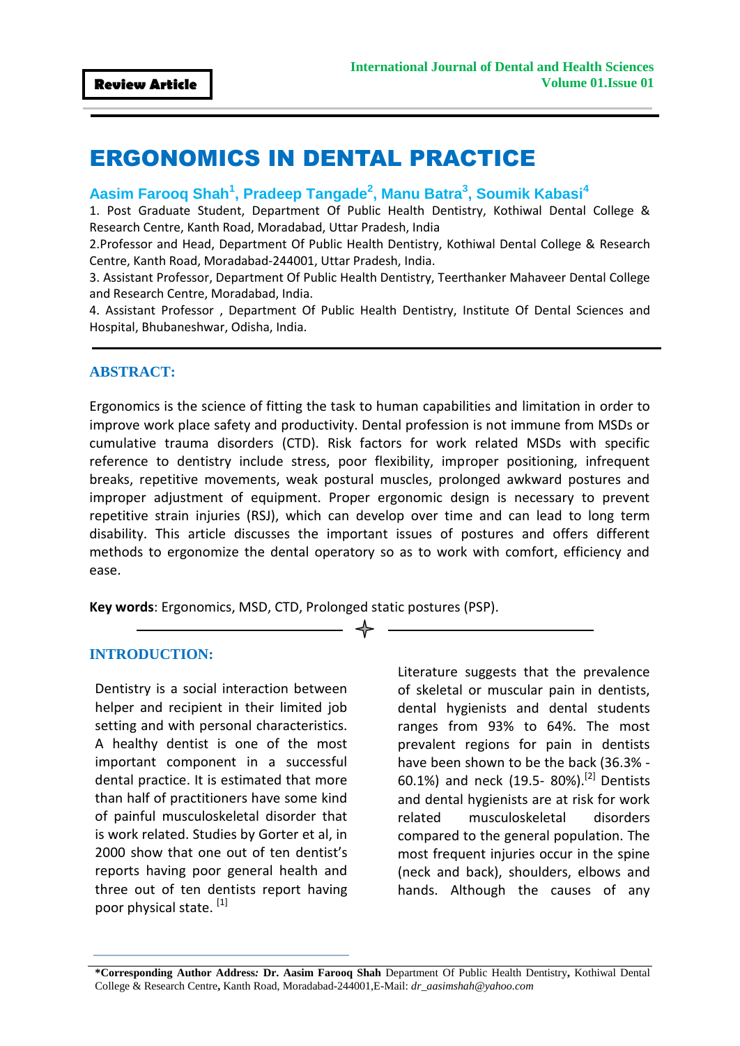**Review Article**

# ERGONOMICS IN DENTAL PRACTICE

**Aasim Farooq Shah[1], Pradeep Tangade[2], Manu Batra[3], Soumik Kabasi[4]**

1. Post Graduate Student, Department Of Public Health Dentistry, Kothiwal Dental College & Research Centre, Kanth Road, Moradabad, Uttar Pradesh, India
2. Professor and Head, Department Of Public Health Dentistry, Kothiwal Dental College & Research Centre, Kanth Road, Moradabad-244001, Uttar Pradesh, India.
3. Assistant Professor, Department Of Public Health Dentistry, Teerthanker Mahaveer Dental College and Research Centre, Moradabad, India.
4. Assistant Professor , Department Of Public Health Dentistry, Institute Of Dental Sciences and Hospital, Bhubaneshwar, Odisha, India.

## ABSTRACT:

Ergonomics is the science of fitting the task to human capabilities and limitation in order to improve work place safety and productivity. Dental profession is not immune from MSDs or cumulative trauma disorders (CTD). Risk factors for work related MSDs with specific reference to dentistry include stress, poor flexibility, improper positioning, infrequent breaks, repetitive movements, weak postural muscles, prolonged awkward postures and improper adjustment of equipment. Proper ergonomic design is necessary to prevent repetitive strain injuries (RSJ), which can develop over time and can lead to long term disability. This article discusses the important issues of postures and offers different methods to ergonomize the dental operatory so as to work with comfort, efficiency and ease.

**Key words**: Ergonomics, MSD, CTD, Prolonged static postures (PSP).

## INTRODUCTION:

Dentistry is a social interaction between helper and recipient in their limited job setting and with personal characteristics. A healthy dentist is one of the most important component in a successful dental practice. It is estimated that more than half of practitioners have some kind of painful musculoskeletal disorder that is work related. Studies by Gorter et al, in 2000 show that one out of ten dentist's reports having poor general health and three out of ten dentists report having poor physical state. [1]

Literature suggests that the prevalence of skeletal or muscular pain in dentists, dental hygienists and dental students ranges from 93% to 64%. The most prevalent regions for pain in dentists have been shown to be the back (36.3% - 60.1%) and neck (19.5- 80%).[2] Dentists and dental hygienists are at risk for work related musculoskeletal disorders compared to the general population. The most frequent injuries occur in the spine (neck and back), shoulders, elbows and hands. Although the causes of any

**\*Corresponding Author Address: Dr. Aasim Farooq Shah** Department Of Public Health Dentistry, Kothiwal Dental College & Research Centre, Kanth Road, Moradabad-244001,E-Mail: *dr_aasimshah@yahoo.com*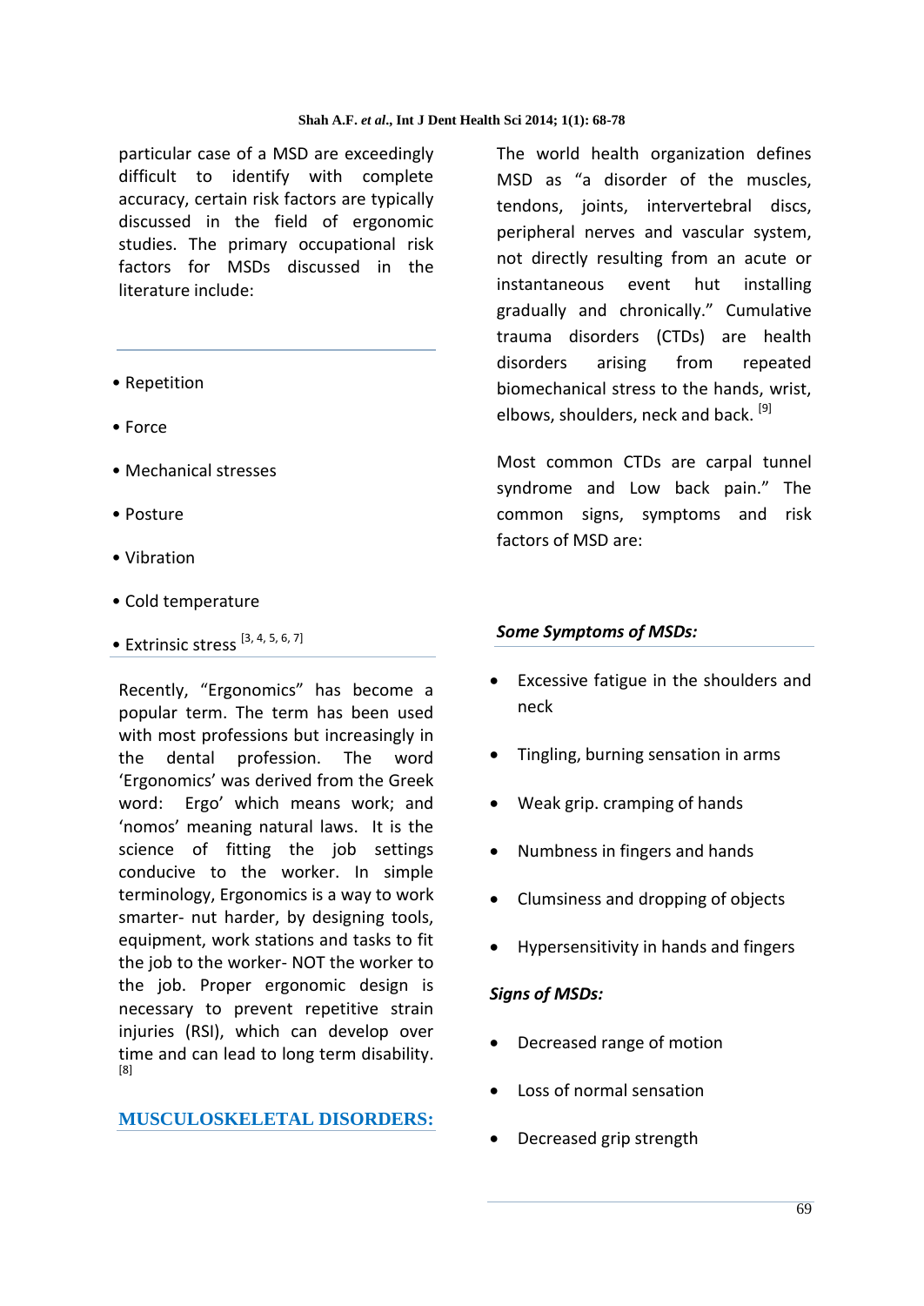particular case of a MSD are exceedingly difficult to identify with complete accuracy, certain risk factors are typically discussed in the field of ergonomic studies. The primary occupational risk factors for MSDs discussed in the literature include:

- Repetition
- Force
- Mechanical stresses
- Posture
- Vibration
- Cold temperature
- Extrinsic stress [3, 4, 5, 6, 7]

Recently, "Ergonomics" has become a popular term. The term has been used with most professions but increasingly in the dental profession. The word 'Ergonomics' was derived from the Greek word: Ergo' which means work; and 'nomos' meaning natural laws. It is the science of fitting the job settings conducive to the worker. In simple terminology, Ergonomics is a way to work smarter- nut harder, by designing tools, equipment, work stations and tasks to fit the job to the worker- NOT the worker to the job. Proper ergonomic design is necessary to prevent repetitive strain injuries (RSI), which can develop over time and can lead to long term disability. [8]

## MUSCULOSKELETAL DISORDERS:

The world health organization defines MSD as "a disorder of the muscles, tendons, joints, intervertebral discs, peripheral nerves and vascular system, not directly resulting from an acute or instantaneous event hut installing gradually and chronically." Cumulative trauma disorders (CTDs) are health disorders arising from repeated biomechanical stress to the hands, wrist, elbows, shoulders, neck and back. [9]

Most common CTDs are carpal tunnel syndrome and Low back pain." The common signs, symptoms and risk factors of MSD are:

***Some Symptoms of MSDs:***

- Excessive fatigue in the shoulders and neck
- Tingling, burning sensation in arms
- Weak grip. cramping of hands
- Numbness in fingers and hands
- Clumsiness and dropping of objects
- Hypersensitivity in hands and fingers

***Signs of MSDs:***

- Decreased range of motion
- Loss of normal sensation
- Decreased grip strength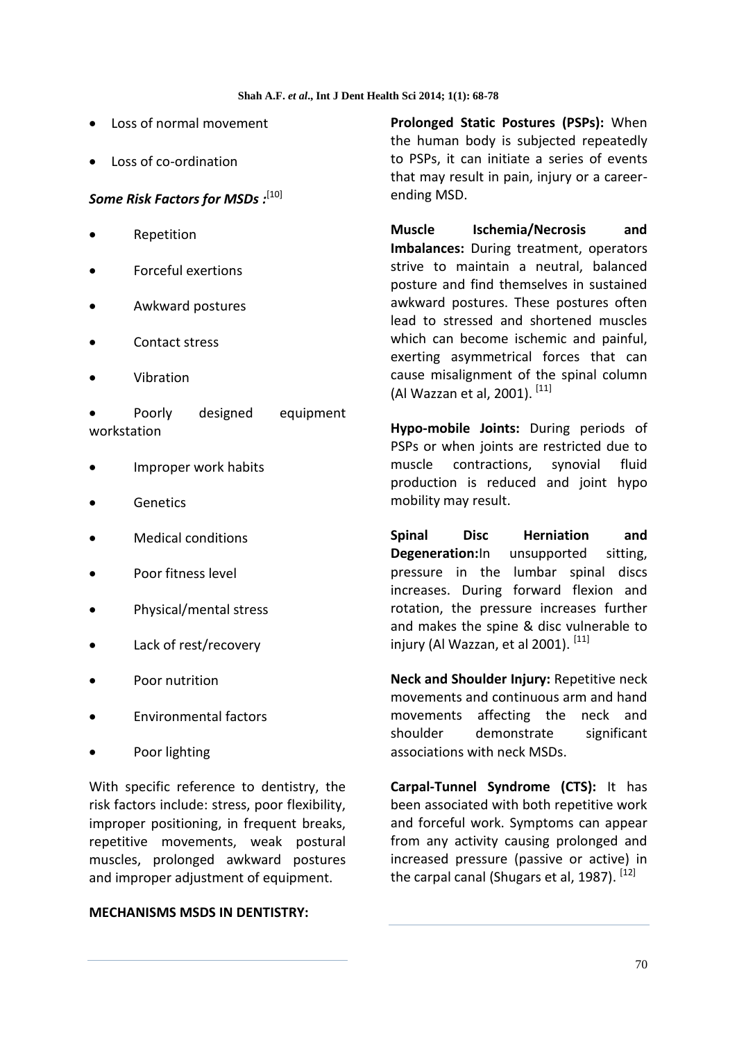- Loss of normal movement
- Loss of co-ordination

***Some Risk Factors for MSDs :***[10]

- Repetition
- Forceful exertions
- Awkward postures
- Contact stress
- Vibration
- Poorly designed equipment workstation
- Improper work habits
- Genetics
- Medical conditions
- Poor fitness level
- Physical/mental stress
- Lack of rest/recovery
- Poor nutrition
- Environmental factors
- Poor lighting

With specific reference to dentistry, the risk factors include: stress, poor flexibility, improper positioning, in frequent breaks, repetitive movements, weak postural muscles, prolonged awkward postures and improper adjustment of equipment.

**MECHANISMS MSDS IN DENTISTRY:**

**Prolonged Static Postures (PSPs):** When the human body is subjected repeatedly to PSPs, it can initiate a series of events that may result in pain, injury or a career-ending MSD.

**Muscle Ischemia/Necrosis and Imbalances:** During treatment, operators strive to maintain a neutral, balanced posture and find themselves in sustained awkward postures. These postures often lead to stressed and shortened muscles which can become ischemic and painful, exerting asymmetrical forces that can cause misalignment of the spinal column (Al Wazzan et al, 2001). [11]

**Hypo-mobile Joints:** During periods of PSPs or when joints are restricted due to muscle contractions, synovial fluid production is reduced and joint hypo mobility may result.

**Spinal Disc Herniation and Degeneration:**In unsupported sitting, pressure in the lumbar spinal discs increases. During forward flexion and rotation, the pressure increases further and makes the spine & disc vulnerable to injury (Al Wazzan, et al 2001). [11]

**Neck and Shoulder Injury:** Repetitive neck movements and continuous arm and hand movements affecting the neck and shoulder demonstrate significant associations with neck MSDs.

**Carpal-Tunnel Syndrome (CTS):** It has been associated with both repetitive work and forceful work. Symptoms can appear from any activity causing prolonged and increased pressure (passive or active) in the carpal canal (Shugars et al, 1987). [12]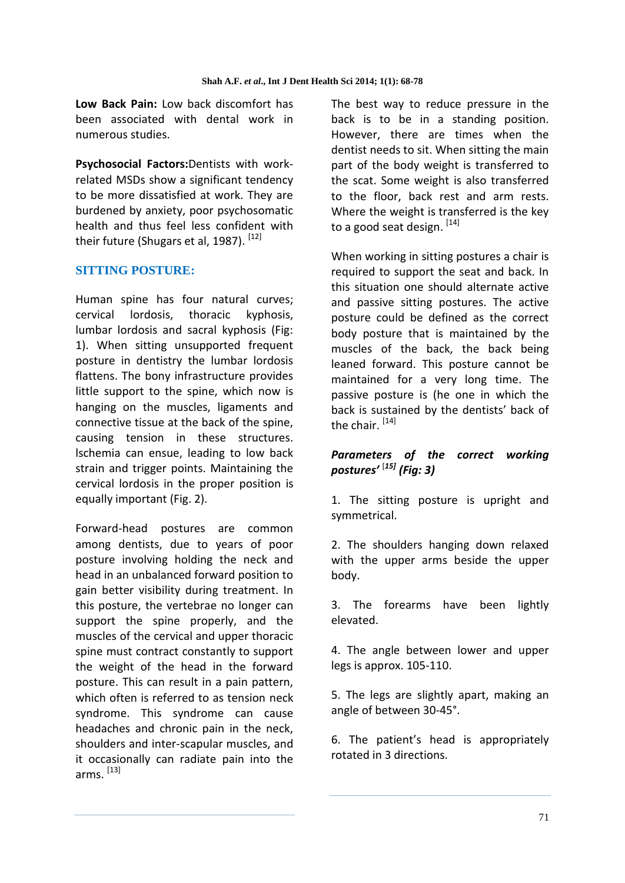**Low Back Pain:** Low back discomfort has been associated with dental work in numerous studies.

**Psychosocial Factors:**Dentists with work-related MSDs show a significant tendency to be more dissatisfied at work. They are burdened by anxiety, poor psychosomatic health and thus feel less confident with their future (Shugars et al, 1987). [12]

## SITTING POSTURE:

Human spine has four natural curves; cervical lordosis, thoracic kyphosis, lumbar lordosis and sacral kyphosis (Fig: 1). When sitting unsupported frequent posture in dentistry the lumbar lordosis flattens. The bony infrastructure provides little support to the spine, which now is hanging on the muscles, ligaments and connective tissue at the back of the spine, causing tension in these structures. lschemia can ensue, leading to low back strain and trigger points. Maintaining the cervical lordosis in the proper position is equally important (Fig. 2).

Forward-head postures are common among dentists, due to years of poor posture involving holding the neck and head in an unbalanced forward position to gain better visibility during treatment. In this posture, the vertebrae no longer can support the spine properly, and the muscles of the cervical and upper thoracic spine must contract constantly to support the weight of the head in the forward posture. This can result in a pain pattern, which often is referred to as tension neck syndrome. This syndrome can cause headaches and chronic pain in the neck, shoulders and inter-scapular muscles, and it occasionally can radiate pain into the arms. [13]

The best way to reduce pressure in the back is to be in a standing position. However, there are times when the dentist needs to sit. When sitting the main part of the body weight is transferred to the scat. Some weight is also transferred to the floor, back rest and arm rests. Where the weight is transferred is the key to a good seat design. [14]

When working in sitting postures a chair is required to support the seat and back. In this situation one should alternate active and passive sitting postures. The active posture could be defined as the correct body posture that is maintained by the muscles of the back, the back being leaned forward. This posture cannot be maintained for a very long time. The passive posture is (he one in which the back is sustained by the dentists' back of the chair. [14]

***Parameters of the correct working postures'*** [15] ***(Fig: 3)***

1. The sitting posture is upright and symmetrical.

2. The shoulders hanging down relaxed with the upper arms beside the upper body.

3. The forearms have been lightly elevated.

4. The angle between lower and upper legs is approx. 105-110.

5. The legs are slightly apart, making an angle of between 30-45°.

6. The patient's head is appropriately rotated in 3 directions.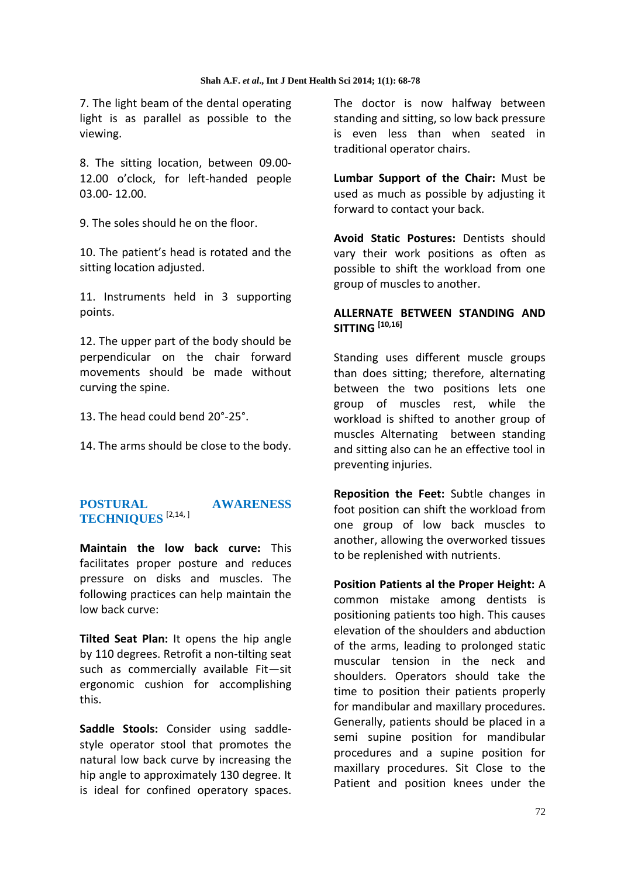7. The light beam of the dental operating light is as parallel as possible to the viewing.

8. The sitting location, between 09.00-12.00 o'clock, for left-handed people 03.00- 12.00.

9. The soles should he on the floor.

10. The patient's head is rotated and the sitting location adjusted.

11. Instruments held in 3 supporting points.

12. The upper part of the body should be perpendicular on the chair forward movements should be made without curving the spine.

13. The head could bend 20°-25°.

14. The arms should be close to the body.

## POSTURAL AWARENESS TECHNIQUES [2,14, ]

**Maintain the low back curve:** This facilitates proper posture and reduces pressure on disks and muscles. The following practices can help maintain the low back curve:

**Tilted Seat Plan:** It opens the hip angle by 110 degrees. Retrofit a non-tilting seat such as commercially available Fit—sit ergonomic cushion for accomplishing this.

**Saddle Stools:** Consider using saddle-style operator stool that promotes the natural low back curve by increasing the hip angle to approximately 130 degree. It is ideal for confined operatory spaces. The doctor is now halfway between standing and sitting, so low back pressure is even less than when seated in traditional operator chairs.

**Lumbar Support of the Chair:** Must be used as much as possible by adjusting it forward to contact your back.

**Avoid Static Postures:** Dentists should vary their work positions as often as possible to shift the workload from one group of muscles to another.

### ALLERNATE BETWEEN STANDING AND SITTING [10,16]

Standing uses different muscle groups than does sitting; therefore, alternating between the two positions lets one group of muscles rest, while the workload is shifted to another group of muscles Alternating between standing and sitting also can he an effective tool in preventing injuries.

**Reposition the Feet:** Subtle changes in foot position can shift the workload from one group of low back muscles to another, allowing the overworked tissues to be replenished with nutrients.

**Position Patients al the Proper Height:** A common mistake among dentists is positioning patients too high. This causes elevation of the shoulders and abduction of the arms, leading to prolonged static muscular tension in the neck and shoulders. Operators should take the time to position their patients properly for mandibular and maxillary procedures. Generally, patients should be placed in a semi supine position for mandibular procedures and a supine position for maxillary procedures. Sit Close to the Patient and position knees under the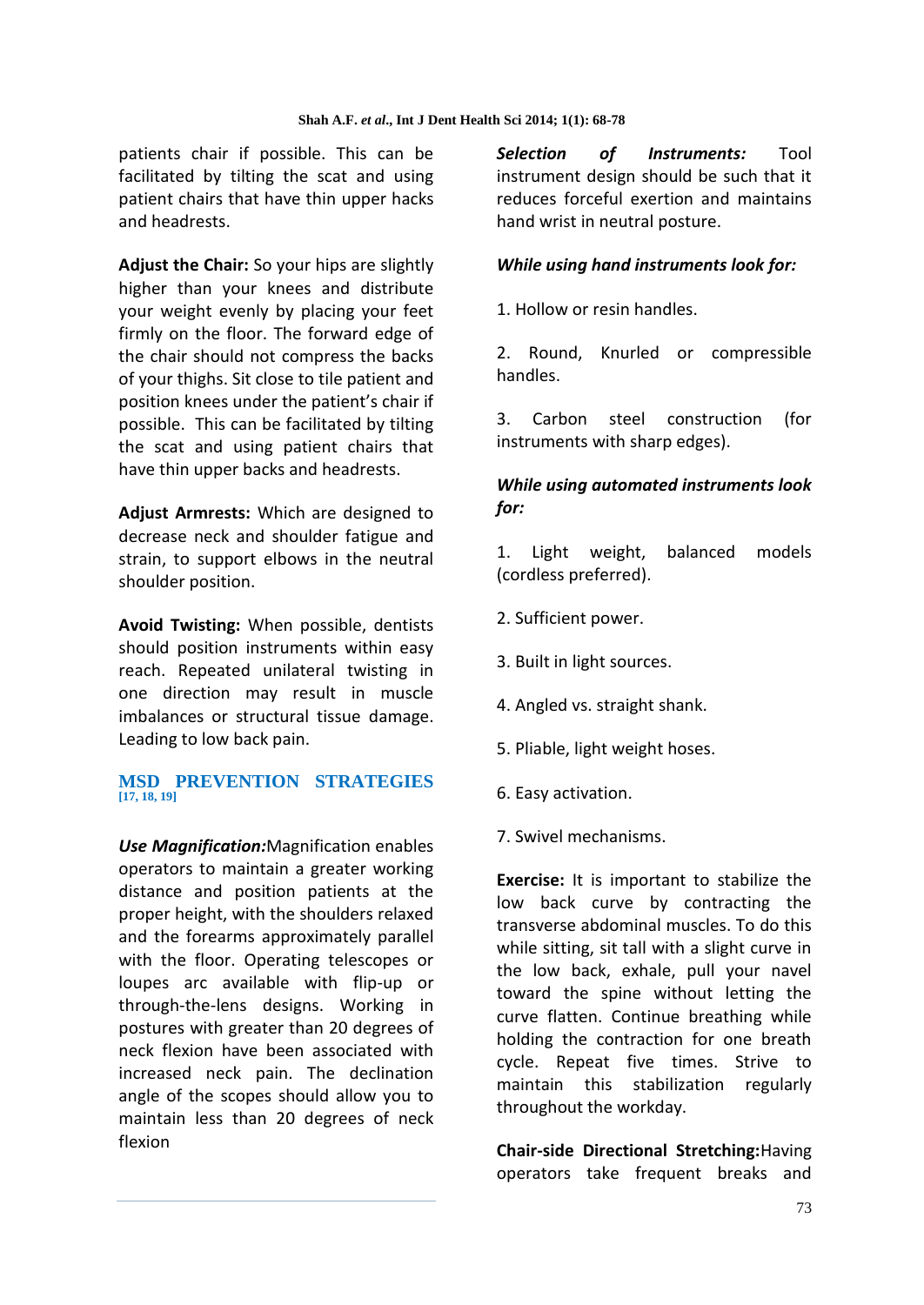patients chair if possible. This can be facilitated by tilting the scat and using patient chairs that have thin upper hacks and headrests.

**Adjust the Chair:** So your hips are slightly higher than your knees and distribute your weight evenly by placing your feet firmly on the floor. The forward edge of the chair should not compress the backs of your thighs. Sit close to tile patient and position knees under the patient's chair if possible. This can be facilitated by tilting the scat and using patient chairs that have thin upper backs and headrests.

**Adjust Armrests:** Which are designed to decrease neck and shoulder fatigue and strain, to support elbows in the neutral shoulder position.

**Avoid Twisting:** When possible, dentists should position instruments within easy reach. Repeated unilateral twisting in one direction may result in muscle imbalances or structural tissue damage. Leading to low back pain.

## MSD PREVENTION STRATEGIES [17, 18, 19]

***Use Magnification:*** Magnification enables operators to maintain a greater working distance and position patients at the proper height, with the shoulders relaxed and the forearms approximately parallel with the floor. Operating telescopes or loupes arc available with flip-up or through-the-lens designs. Working in postures with greater than 20 degrees of neck flexion have been associated with increased neck pain. The declination angle of the scopes should allow you to maintain less than 20 degrees of neck flexion

***Selection of Instruments:*** Tool instrument design should be such that it reduces forceful exertion and maintains hand wrist in neutral posture.

***While using hand instruments look for:***

1. Hollow or resin handles.

2. Round, Knurled or compressible handles.

3. Carbon steel construction (for instruments with sharp edges).

***While using automated instruments look for:***

1. Light weight, balanced models (cordless preferred).

2. Sufficient power.

3. Built in light sources.

4. Angled vs. straight shank.

5. Pliable, light weight hoses.

6. Easy activation.

7. Swivel mechanisms.

**Exercise:** It is important to stabilize the low back curve by contracting the transverse abdominal muscles. To do this while sitting, sit tall with a slight curve in the low back, exhale, pull your navel toward the spine without letting the curve flatten. Continue breathing while holding the contraction for one breath cycle. Repeat five times. Strive to maintain this stabilization regularly throughout the workday.

**Chair-side Directional Stretching:** Having operators take frequent breaks and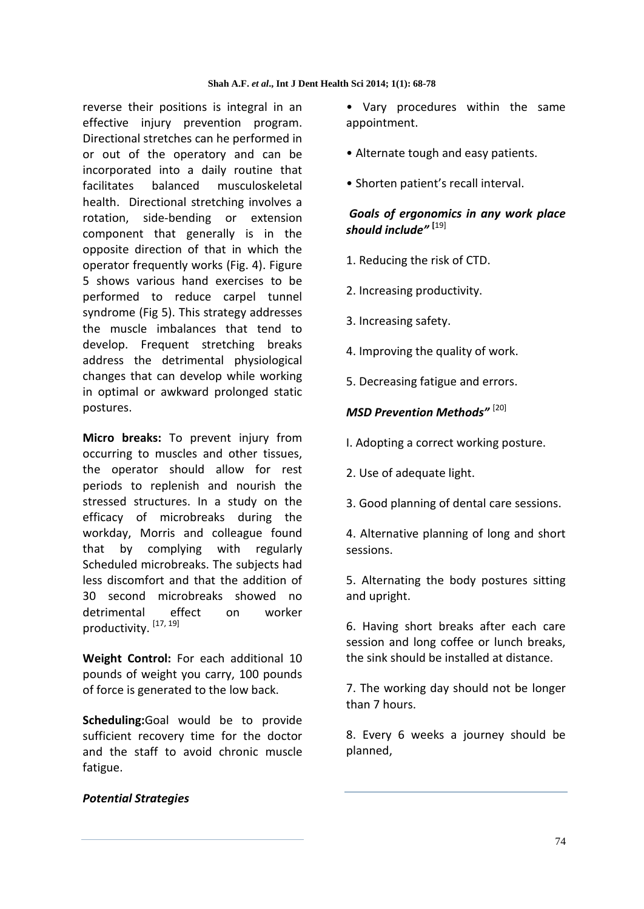reverse their positions is integral in an effective injury prevention program. Directional stretches can he performed in or out of the operatory and can be incorporated into a daily routine that facilitates balanced musculoskeletal health. Directional stretching involves a rotation, side-bending or extension component that generally is in the opposite direction of that in which the operator frequently works (Fig. 4). Figure 5 shows various hand exercises to be performed to reduce carpel tunnel syndrome (Fig 5). This strategy addresses the muscle imbalances that tend to develop. Frequent stretching breaks address the detrimental physiological changes that can develop while working in optimal or awkward prolonged static postures.

**Micro breaks:** To prevent injury from occurring to muscles and other tissues, the operator should allow for rest periods to replenish and nourish the stressed structures. In a study on the efficacy of microbreaks during the workday, Morris and colleague found that by complying with regularly Scheduled microbreaks. The subjects had less discomfort and that the addition of 30 second microbreaks showed no detrimental effect on worker productivity. [17, 19]

**Weight Control:** For each additional 10 pounds of weight you carry, 100 pounds of force is generated to the low back.

**Scheduling:** Goal would be to provide sufficient recovery time for the doctor and the staff to avoid chronic muscle fatigue.

***Potential Strategies***

- Vary procedures within the same appointment.
- Alternate tough and easy patients.
- Shorten patient's recall interval.

***Goals of ergonomics in any work place should include"*** [19]

1. Reducing the risk of CTD.
2. Increasing productivity.
3. Increasing safety.
4. Improving the quality of work.
5. Decreasing fatigue and errors.

***MSD Prevention Methods"*** [20]

I. Adopting a correct working posture.

2. Use of adequate light.

3. Good planning of dental care sessions.

4. Alternative planning of long and short sessions.

5. Alternating the body postures sitting and upright.

6. Having short breaks after each care session and long coffee or lunch breaks, the sink should be installed at distance.

7. The working day should not be longer than 7 hours.

8. Every 6 weeks a journey should be planned,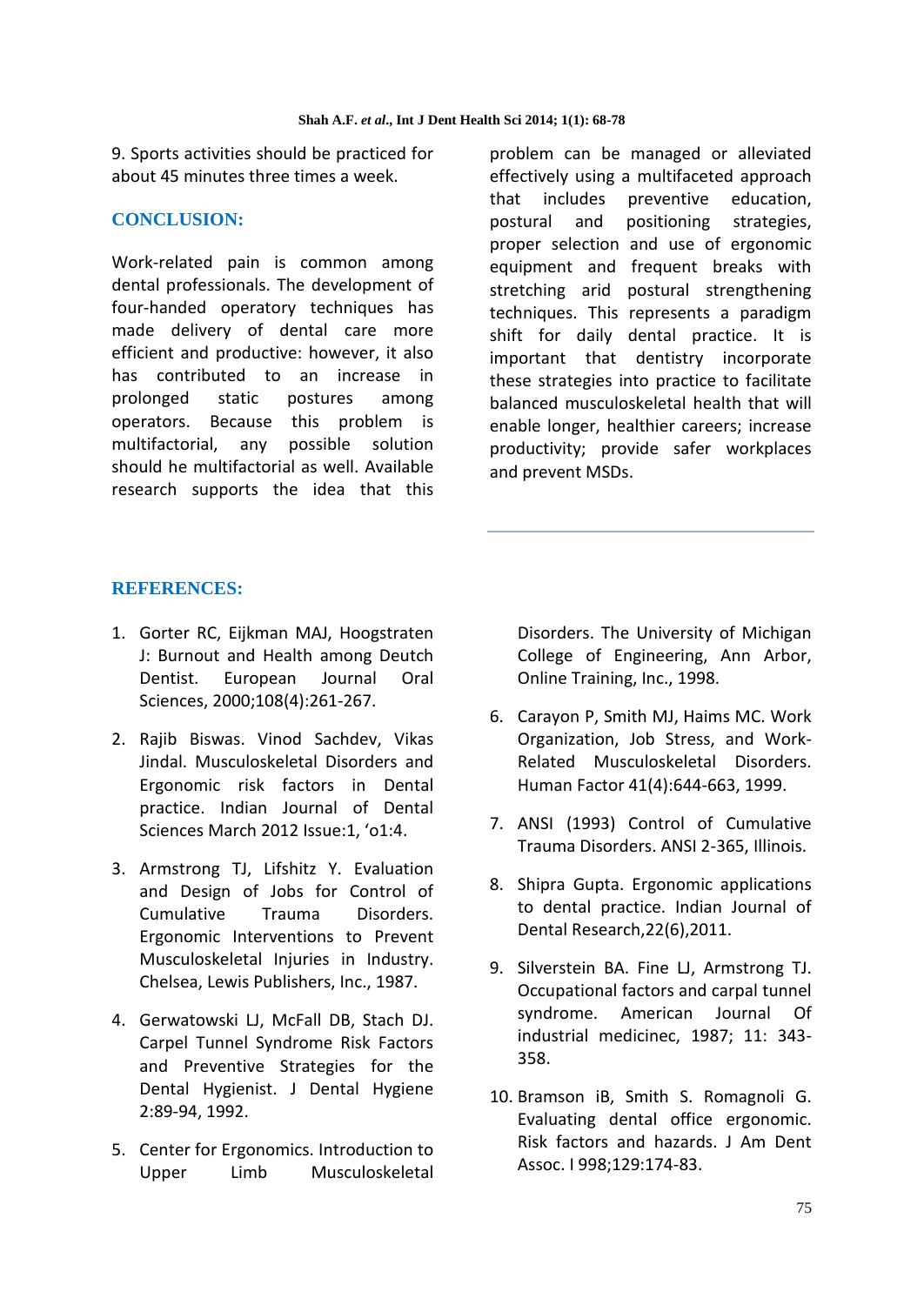9. Sports activities should be practiced for about 45 minutes three times a week.

## CONCLUSION:

Work-related pain is common among dental professionals. The development of four-handed operatory techniques has made delivery of dental care more efficient and productive: however, it also has contributed to an increase in prolonged static postures among operators. Because this problem is multifactorial, any possible solution should he multifactorial as well. Available research supports the idea that this problem can be managed or alleviated effectively using a multifaceted approach that includes preventive education, postural and positioning strategies, proper selection and use of ergonomic equipment and frequent breaks with stretching arid postural strengthening techniques. This represents a paradigm shift for daily dental practice. It is important that dentistry incorporate these strategies into practice to facilitate balanced musculoskeletal health that will enable longer, healthier careers; increase productivity; provide safer workplaces and prevent MSDs.

## REFERENCES:

1. Gorter RC, Eijkman MAJ, Hoogstraten J: Burnout and Health among Deutch Dentist. European Journal Oral Sciences, 2000;108(4):261-267.
2. Rajib Biswas. Vinod Sachdev, Vikas Jindal. Musculoskeletal Disorders and Ergonomic risk factors in Dental practice. Indian Journal of Dental Sciences March 2012 Issue:1, 'o1:4.
3. Armstrong TJ, Lifshitz Y. Evaluation and Design of Jobs for Control of Cumulative Trauma Disorders. Ergonomic Interventions to Prevent Musculoskeletal Injuries in Industry. Chelsea, Lewis Publishers, Inc., 1987.
4. Gerwatowski LJ, McFall DB, Stach DJ. Carpel Tunnel Syndrome Risk Factors and Preventive Strategies for the Dental Hygienist. J Dental Hygiene 2:89-94, 1992.
5. Center for Ergonomics. Introduction to Upper Limb Musculoskeletal Disorders. The University of Michigan College of Engineering, Ann Arbor, Online Training, Inc., 1998.
6. Carayon P, Smith MJ, Haims MC. Work Organization, Job Stress, and Work-Related Musculoskeletal Disorders. Human Factor 41(4):644-663, 1999.
7. ANSI (1993) Control of Cumulative Trauma Disorders. ANSI 2-365, Illinois.
8. Shipra Gupta. Ergonomic applications to dental practice. Indian Journal of Dental Research,22(6),2011.
9. Silverstein BA. Fine LJ, Armstrong TJ. Occupational factors and carpal tunnel syndrome. American Journal Of industrial medicinec, 1987; 11: 343-358.
10. Bramson iB, Smith S. Romagnoli G. Evaluating dental office ergonomic. Risk factors and hazards. J Am Dent Assoc. I 998;129:174-83.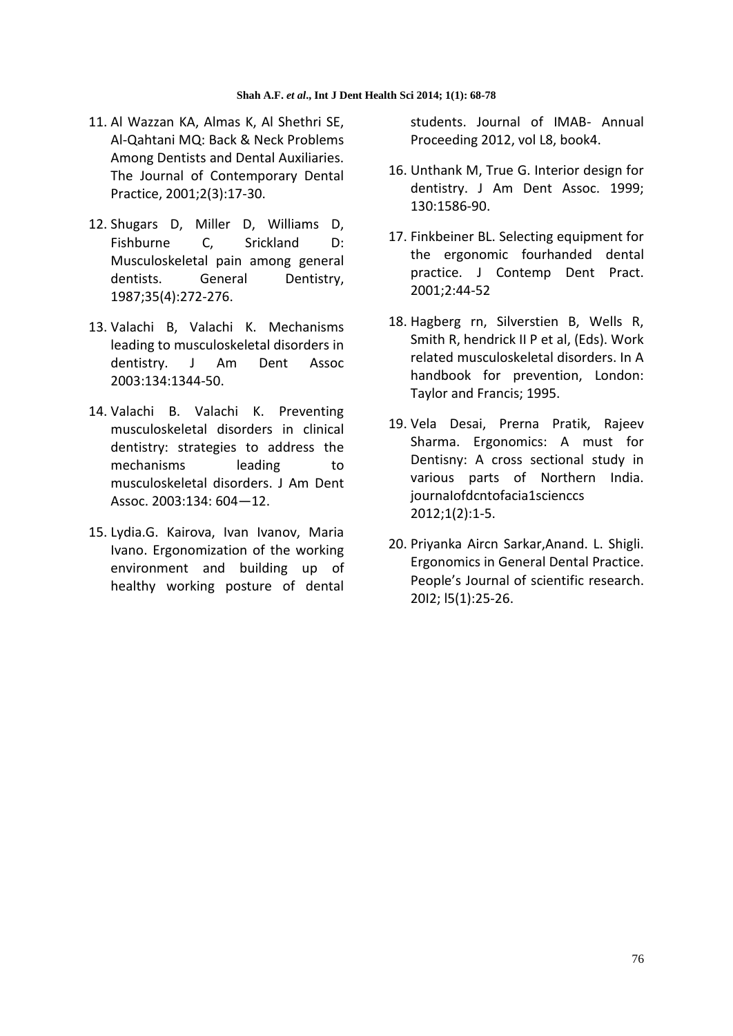11. Al Wazzan KA, Almas K, Al Shethri SE, Al-Qahtani MQ: Back & Neck Problems Among Dentists and Dental Auxiliaries. The Journal of Contemporary Dental Practice, 2001;2(3):17-30.

12. Shugars D, Miller D, Williams D, Fishburne C, Srickland D: Musculoskeletal pain among general dentists. General Dentistry, 1987;35(4):272-276.

13. Valachi B, Valachi K. Mechanisms leading to musculoskeletal disorders in dentistry. J Am Dent Assoc 2003:134:1344-50.

14. Valachi B. Valachi K. Preventing musculoskeletal disorders in clinical dentistry: strategies to address the mechanisms leading to musculoskeletal disorders. J Am Dent Assoc. 2003:134: 604—12.

15. Lydia.G. Kairova, Ivan Ivanov, Maria Ivano. Ergonomization of the working environment and building up of healthy working posture of dental students. Journal of IMAB- Annual Proceeding 2012, vol L8, book4.

16. Unthank M, True G. Interior design for dentistry. J Am Dent Assoc. 1999; 130:1586-90.

17. Finkbeiner BL. Selecting equipment for the ergonomic fourhanded dental practice. J Contemp Dent Pract. 2001;2:44-52

18. Hagberg rn, Silverstien B, Wells R, Smith R, hendrick II P et al, (Eds). Work related musculoskeletal disorders. In A handbook for prevention, London: Taylor and Francis; 1995.

19. Vela Desai, Prerna Pratik, Rajeev Sharma. Ergonomics: A must for Dentisny: A cross sectional study in various parts of Northern India. journalofdcntofacia1scienccs 2012;1(2):1-5.

20. Priyanka Aircn Sarkar,Anand. L. Shigli. Ergonomics in General Dental Practice. People's Journal of scientific research. 20I2; l5(1):25-26.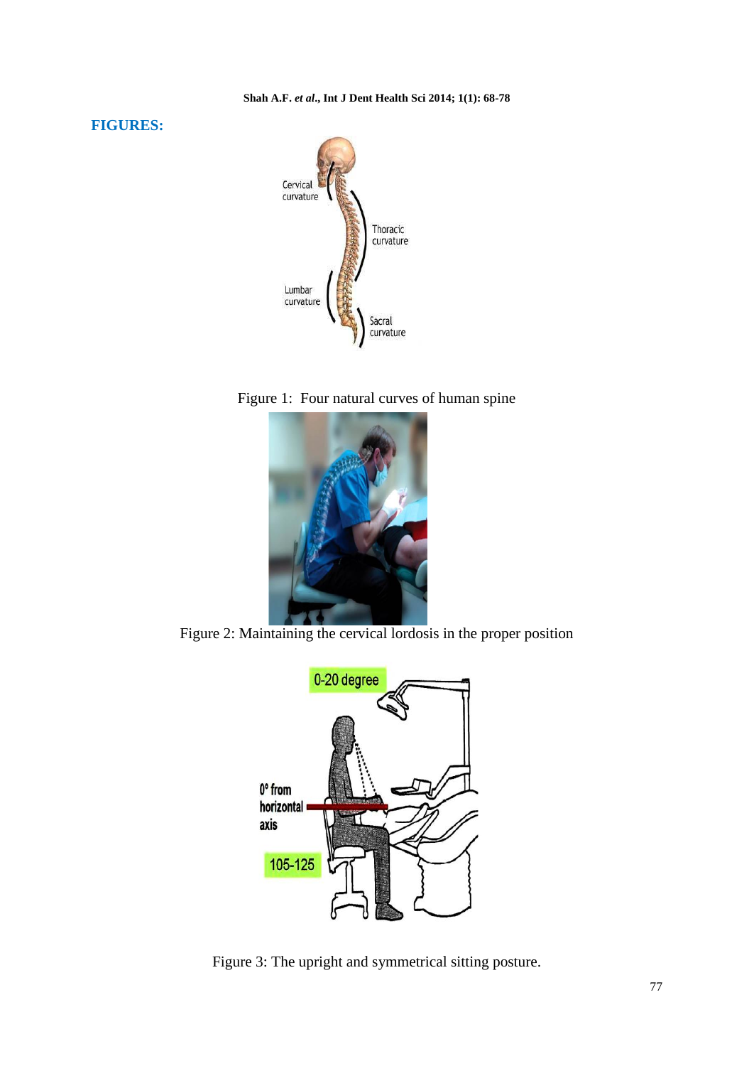**FIGURES:**

Figure 1: Four natural curves of human spine

Figure 2: Maintaining the cervical lordosis in the proper position

Figure 3: The upright and symmetrical sitting posture.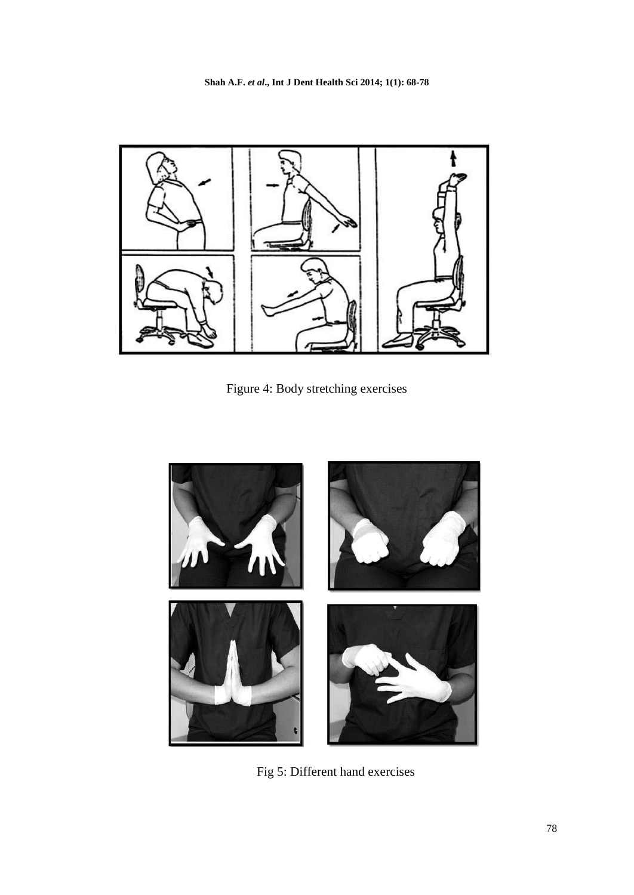Figure 4: Body stretching exercises

Fig 5: Different hand exercises